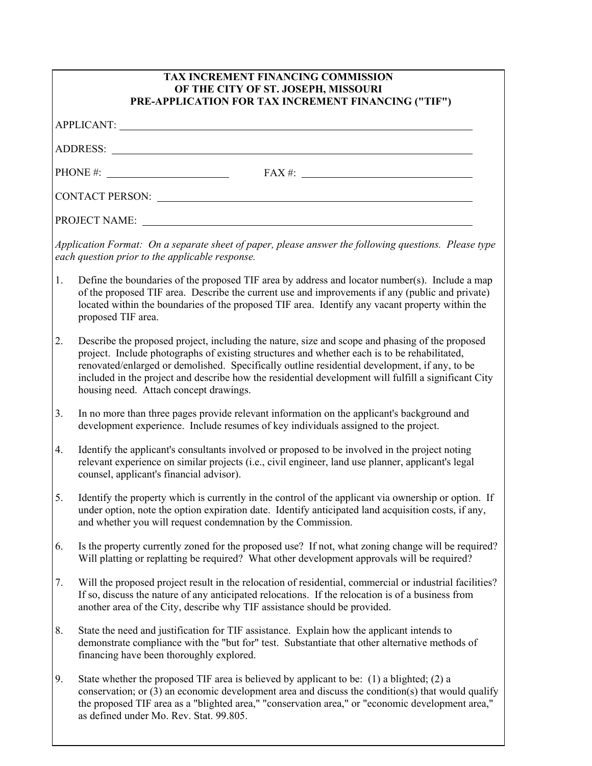**TAX INCREMENT FINANCING COMMISSION**
**OF THE CITY OF ST. JOSEPH, MISSOURI**
**PRE-APPLICATION FOR TAX INCREMENT FINANCING ("TIF")**

APPLICANT: ______________________________________________

ADDRESS: ______________________________________________

PHONE #: ____________________ FAX #: ____________________

CONTACT PERSON: ______________________________________________

PROJECT NAME: ______________________________________________

*Application Format: On a separate sheet of paper, please answer the following questions. Please type each question prior to the applicable response.*

1. Define the boundaries of the proposed TIF area by address and locator number(s). Include a map of the proposed TIF area. Describe the current use and improvements if any (public and private) located within the boundaries of the proposed TIF area. Identify any vacant property within the proposed TIF area.

2. Describe the proposed project, including the nature, size and scope and phasing of the proposed project. Include photographs of existing structures and whether each is to be rehabilitated, renovated/enlarged or demolished. Specifically outline residential development, if any, to be included in the project and describe how the residential development will fulfill a significant City housing need. Attach concept drawings.

3. In no more than three pages provide relevant information on the applicant's background and development experience. Include resumes of key individuals assigned to the project.

4. Identify the applicant's consultants involved or proposed to be involved in the project noting relevant experience on similar projects (i.e., civil engineer, land use planner, applicant's legal counsel, applicant's financial advisor).

5. Identify the property which is currently in the control of the applicant via ownership or option. If under option, note the option expiration date. Identify anticipated land acquisition costs, if any, and whether you will request condemnation by the Commission.

6. Is the property currently zoned for the proposed use? If not, what zoning change will be required? Will platting or replatting be required? What other development approvals will be required?

7. Will the proposed project result in the relocation of residential, commercial or industrial facilities? If so, discuss the nature of any anticipated relocations. If the relocation is of a business from another area of the City, describe why TIF assistance should be provided.

8. State the need and justification for TIF assistance. Explain how the applicant intends to demonstrate compliance with the "but for" test. Substantiate that other alternative methods of financing have been thoroughly explored.

9. State whether the proposed TIF area is believed by applicant to be: (1) a blighted; (2) a conservation; or (3) an economic development area and discuss the condition(s) that would qualify the proposed TIF area as a "blighted area," "conservation area," or "economic development area," as defined under Mo. Rev. Stat. 99.805.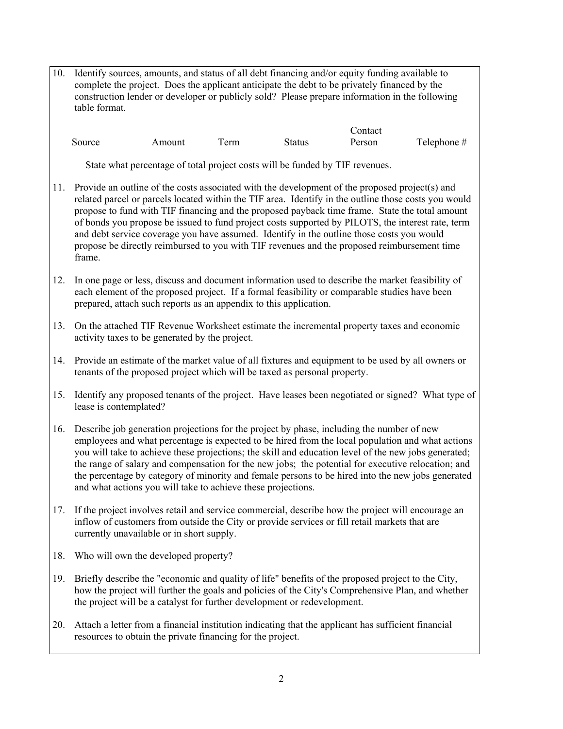10. Identify sources, amounts, and status of all debt financing and/or equity funding available to complete the project. Does the applicant anticipate the debt to be privately financed by the construction lender or developer or publicly sold? Please prepare information in the following table format.

| Source | Amount | Term | Status | Contact Person | Telephone # |
|---|---|---|---|---|---|

    State what percentage of total project costs will be funded by TIF revenues.

11. Provide an outline of the costs associated with the development of the proposed project(s) and related parcel or parcels located within the TIF area. Identify in the outline those costs you would propose to fund with TIF financing and the proposed payback time frame. State the total amount of bonds you propose be issued to fund project costs supported by PILOTS, the interest rate, term and debt service coverage you have assumed. Identify in the outline those costs you would propose be directly reimbursed to you with TIF revenues and the proposed reimbursement time frame.

12. In one page or less, discuss and document information used to describe the market feasibility of each element of the proposed project. If a formal feasibility or comparable studies have been prepared, attach such reports as an appendix to this application.

13. On the attached TIF Revenue Worksheet estimate the incremental property taxes and economic activity taxes to be generated by the project.

14. Provide an estimate of the market value of all fixtures and equipment to be used by all owners or tenants of the proposed project which will be taxed as personal property.

15. Identify any proposed tenants of the project. Have leases been negotiated or signed? What type of lease is contemplated?

16. Describe job generation projections for the project by phase, including the number of new employees and what percentage is expected to be hired from the local population and what actions you will take to achieve these projections; the skill and education level of the new jobs generated; the range of salary and compensation for the new jobs; the potential for executive relocation; and the percentage by category of minority and female persons to be hired into the new jobs generated and what actions you will take to achieve these projections.

17. If the project involves retail and service commercial, describe how the project will encourage an inflow of customers from outside the City or provide services or fill retail markets that are currently unavailable or in short supply.

18. Who will own the developed property?

19. Briefly describe the "economic and quality of life" benefits of the proposed project to the City, how the project will further the goals and policies of the City's Comprehensive Plan, and whether the project will be a catalyst for further development or redevelopment.

20. Attach a letter from a financial institution indicating that the applicant has sufficient financial resources to obtain the private financing for the project.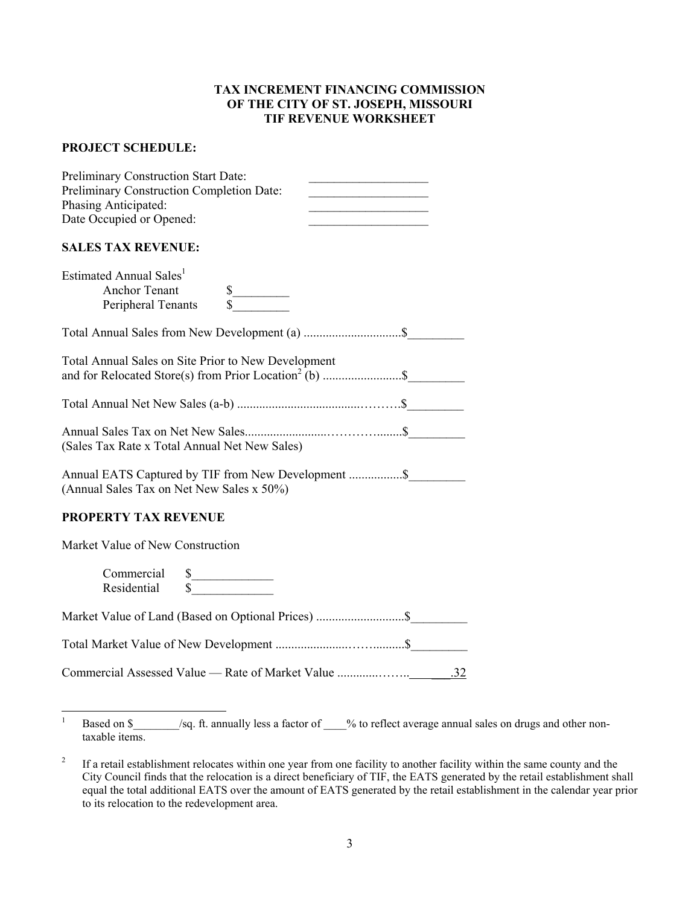**TAX INCREMENT FINANCING COMMISSION**
**OF THE CITY OF ST. JOSEPH, MISSOURI**
**TIF REVENUE WORKSHEET**

**PROJECT SCHEDULE:**

Preliminary Construction Start Date: ___________________
Preliminary Construction Completion Date: ___________________
Phasing Anticipated: ___________________
Date Occupied or Opened: ___________________

**SALES TAX REVENUE:**

Estimated Annual Sales[1]
- Anchor Tenant $_________
- Peripheral Tenants $_________

Total Annual Sales from New Development (a) ...............................$_________

Total Annual Sales on Site Prior to New Development
and for Relocated Store(s) from Prior Location[2] (b) .........................$_________

Total Annual Net New Sales (a-b) ......................................………$_________

Annual Sales Tax on Net New Sales..........................………….......$_________
(Sales Tax Rate x Total Annual Net New Sales)

Annual EATS Captured by TIF from New Development .................$_________
(Annual Sales Tax on Net New Sales x 50%)

**PROPERTY TAX REVENUE**

Market Value of New Construction

- Commercial $_____________
- Residential $_____________

Market Value of Land (Based on Optional Prices) ............................$_________

Total Market Value of New Development .......................……..........$_________

Commercial Assessed Value — Rate of Market Value ............…….. .32

---

[1] Based on $________/sq. ft. annually less a factor of ____% to reflect average annual sales on drugs and other non-taxable items.

[2] If a retail establishment relocates within one year from one facility to another facility within the same county and the City Council finds that the relocation is a direct beneficiary of TIF, the EATS generated by the retail establishment shall equal the total additional EATS over the amount of EATS generated by the retail establishment in the calendar year prior to its relocation to the redevelopment area.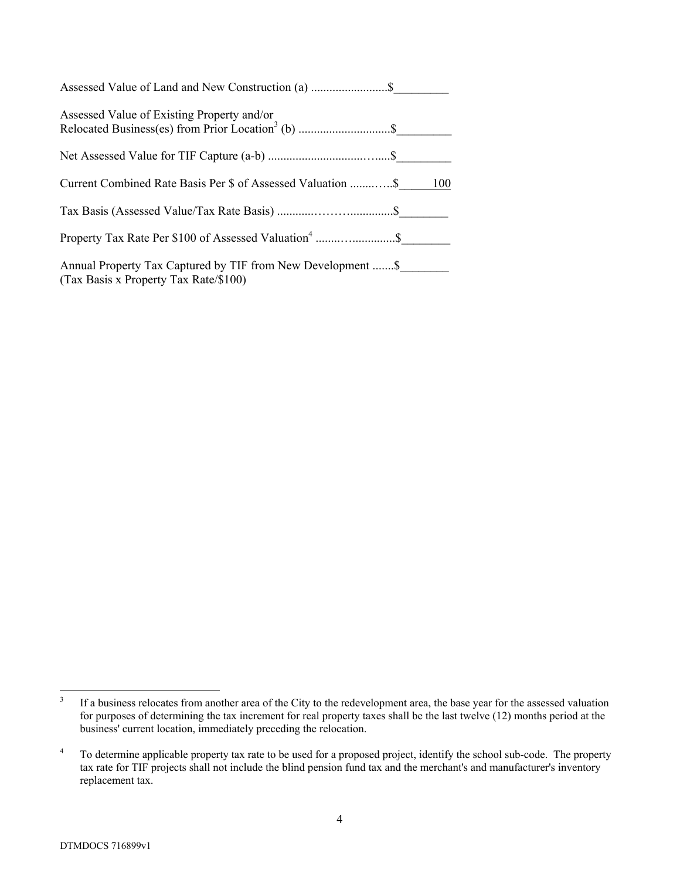Assessed Value of Land and New Construction (a) .........................$_________

Assessed Value of Existing Property and/or
Relocated Business(es) from Prior Location[3] (b) ..............................$_________

Net Assessed Value for TIF Capture (a-b) ...............................…......$_________

Current Combined Rate Basis Per $ of Assessed Valuation .......…...$__ 100

Tax Basis (Assessed Value/Tax Rate Basis) ............………..............$________

Property Tax Rate Per $100 of Assessed Valuation[4] .......…..............$________

Annual Property Tax Captured by TIF from New Development .......$________
(Tax Basis x Property Tax Rate/$100)

---

3 If a business relocates from another area of the City to the redevelopment area, the base year for the assessed valuation for purposes of determining the tax increment for real property taxes shall be the last twelve (12) months period at the business' current location, immediately preceding the relocation.

4 To determine applicable property tax rate to be used for a proposed project, identify the school sub-code. The property tax rate for TIF projects shall not include the blind pension fund tax and the merchant's and manufacturer's inventory replacement tax.

DTMDOCS 716899v1